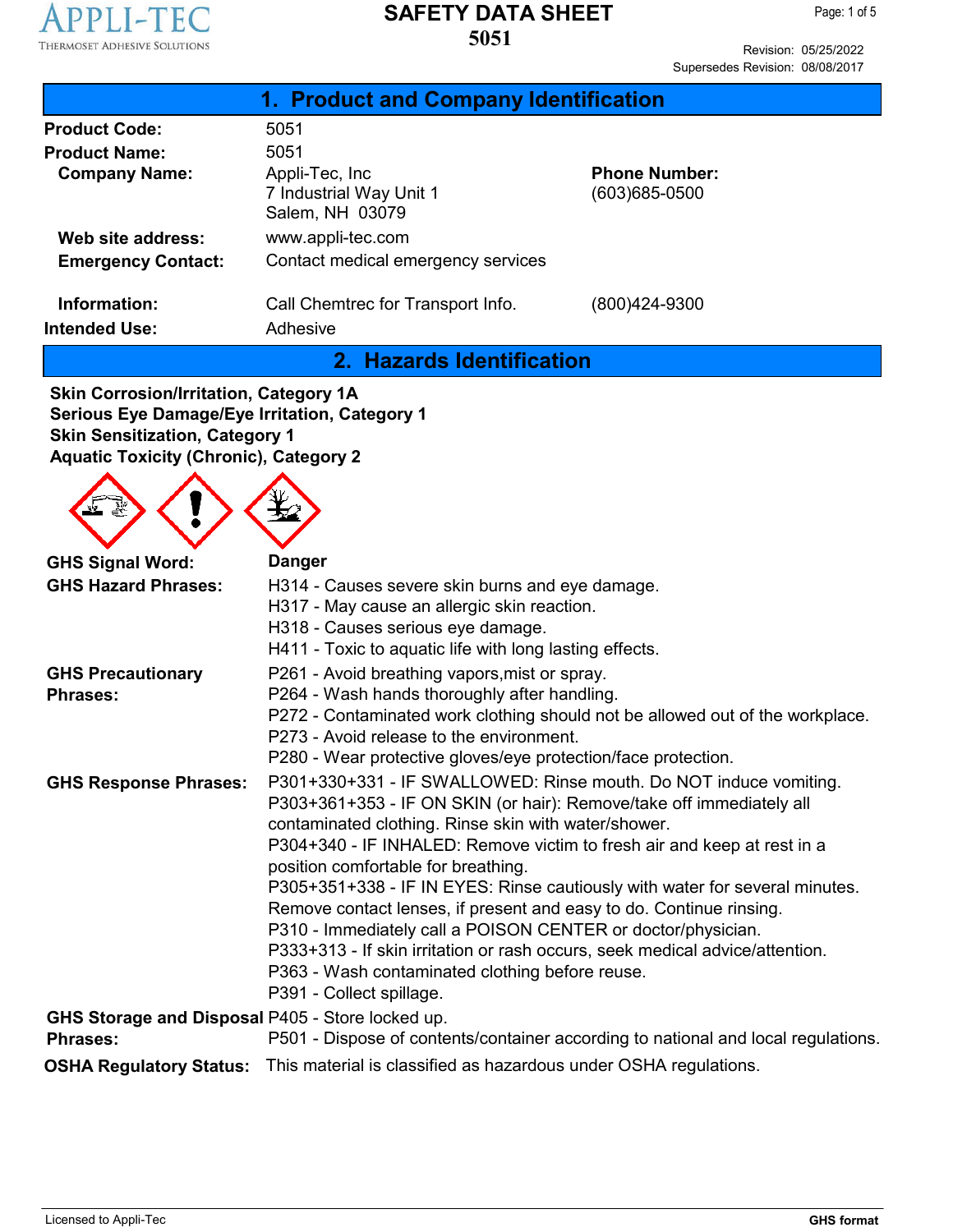APPLI-TEC
THERMOSET ADHESIVE SOLUTIONS

# SAFETY DATA SHEET
# 5051

Revision: 05/25/2022
Supersedes Revision: 08/08/2017

## 1. Product and Company Identification

**Product Code:** 5051

**Product Name:** 5051

**Company Name:** Appli-Tec, Inc
7 Industrial Way Unit 1
Salem, NH 03079

**Phone Number:** (603)685-0500

**Web site address:** www.appli-tec.com

**Emergency Contact:** Contact medical emergency services

**Information:** Call Chemtrec for Transport Info. (800)424-9300

**Intended Use:** Adhesive

## 2. Hazards Identification

**Skin Corrosion/Irritation, Category 1A**
**Serious Eye Damage/Eye Irritation, Category 1**
**Skin Sensitization, Category 1**
**Aquatic Toxicity (Chronic), Category 2**

**GHS Signal Word:** **Danger**

**GHS Hazard Phrases:**
H314 - Causes severe skin burns and eye damage.
H317 - May cause an allergic skin reaction.
H318 - Causes serious eye damage.
H411 - Toxic to aquatic life with long lasting effects.

**GHS Precautionary Phrases:**
P261 - Avoid breathing vapors,mist or spray.
P264 - Wash hands thoroughly after handling.
P272 - Contaminated work clothing should not be allowed out of the workplace.
P273 - Avoid release to the environment.
P280 - Wear protective gloves/eye protection/face protection.

**GHS Response Phrases:**
P301+330+331 - IF SWALLOWED: Rinse mouth. Do NOT induce vomiting.
P303+361+353 - IF ON SKIN (or hair): Remove/take off immediately all contaminated clothing. Rinse skin with water/shower.
P304+340 - IF INHALED: Remove victim to fresh air and keep at rest in a position comfortable for breathing.
P305+351+338 - IF IN EYES: Rinse cautiously with water for several minutes. Remove contact lenses, if present and easy to do. Continue rinsing.
P310 - Immediately call a POISON CENTER or doctor/physician.
P333+313 - If skin irritation or rash occurs, seek medical advice/attention.
P363 - Wash contaminated clothing before reuse.
P391 - Collect spillage.

**GHS Storage and Disposal Phrases:**
P405 - Store locked up.
P501 - Dispose of contents/container according to national and local regulations.

**OSHA Regulatory Status:** This material is classified as hazardous under OSHA regulations.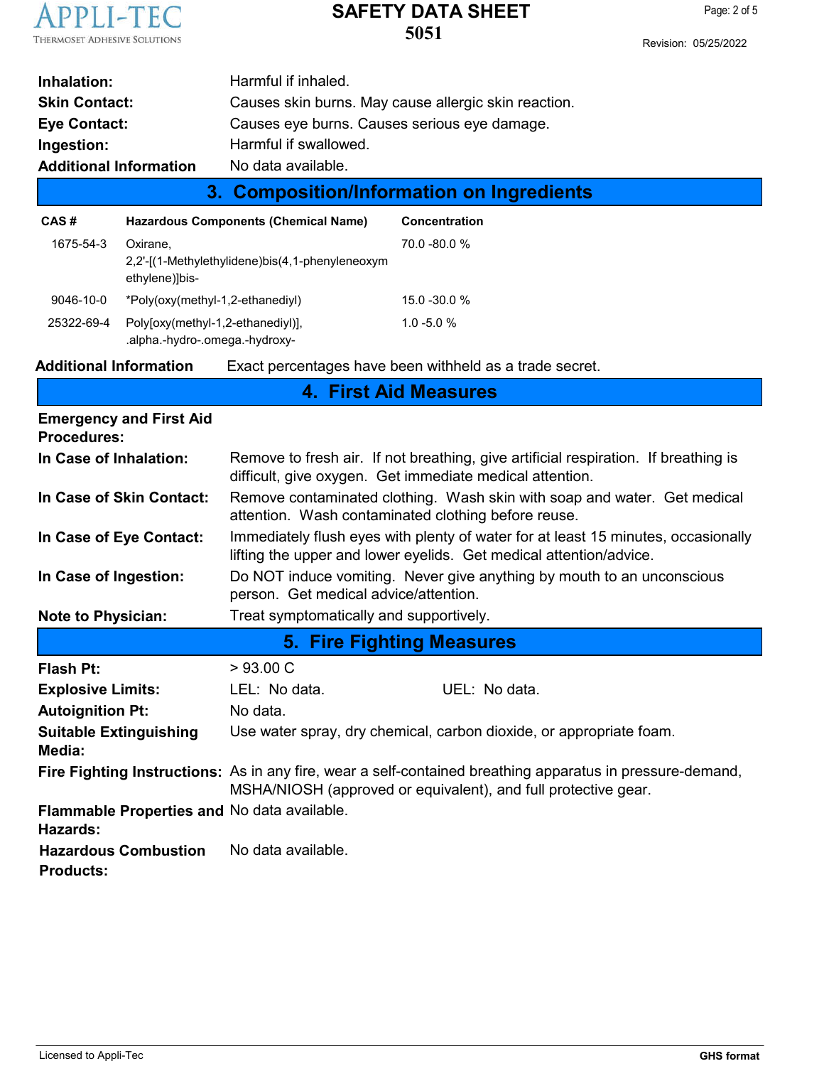| | |
|---|---|
| **Inhalation:** | Harmful if inhaled. |
| **Skin Contact:** | Causes skin burns. May cause allergic skin reaction. |
| **Eye Contact:** | Causes eye burns. Causes serious eye damage. |
| **Ingestion:** | Harmful if swallowed. |
| **Additional Information** | No data available. |

## 3. Composition/Information on Ingredients

| CAS # | Hazardous Components (Chemical Name) | Concentration |
|---|---|---|
| 1675-54-3 | Oxirane, 2,2'-[(1-Methylethylidene)bis(4,1-phenyleneoxymethylene)]bis- | 70.0 -80.0 % |
| 9046-10-0 | *Poly(oxy(methyl-1,2-ethanediyl) | 15.0 -30.0 % |
| 25322-69-4 | Poly[oxy(methyl-1,2-ethanediyl)], .alpha.-hydro-.omega.-hydroxy- | 1.0 -5.0 % |

**Additional Information** Exact percentages have been withheld as a trade secret.

## 4. First Aid Measures

**Emergency and First Aid Procedures:**

| | |
|---|---|
| **In Case of Inhalation:** | Remove to fresh air. If not breathing, give artificial respiration. If breathing is difficult, give oxygen. Get immediate medical attention. |
| **In Case of Skin Contact:** | Remove contaminated clothing. Wash skin with soap and water. Get medical attention. Wash contaminated clothing before reuse. |
| **In Case of Eye Contact:** | Immediately flush eyes with plenty of water for at least 15 minutes, occasionally lifting the upper and lower eyelids. Get medical attention/advice. |
| **In Case of Ingestion:** | Do NOT induce vomiting. Never give anything by mouth to an unconscious person. Get medical advice/attention. |
| **Note to Physician:** | Treat symptomatically and supportively. |

## 5. Fire Fighting Measures

| | |
|---|---|
| **Flash Pt:** | > 93.00 C |
| **Explosive Limits:** | LEL: No data. UEL: No data. |
| **Autoignition Pt:** | No data. |
| **Suitable Extinguishing Media:** | Use water spray, dry chemical, carbon dioxide, or appropriate foam. |
| **Fire Fighting Instructions:** | As in any fire, wear a self-contained breathing apparatus in pressure-demand, MSHA/NIOSH (approved or equivalent), and full protective gear. |
| **Flammable Properties and Hazards:** | No data available. |
| **Hazardous Combustion Products:** | No data available. |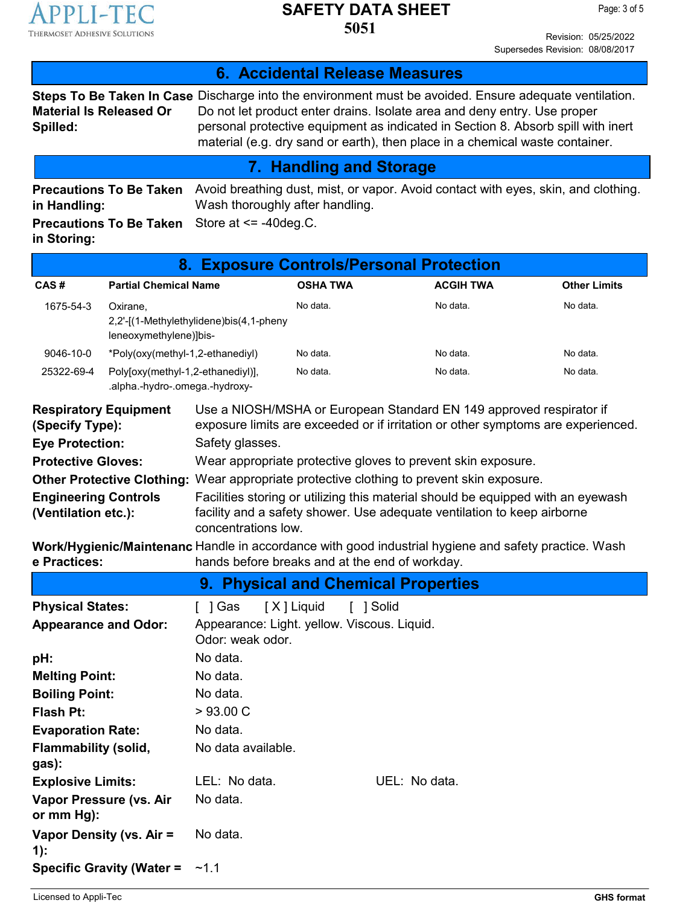## 6. Accidental Release Measures

**Steps To Be Taken In Case Material Is Released Or Spilled:** Discharge into the environment must be avoided. Ensure adequate ventilation. Do not let product enter drains. Isolate area and deny entry. Use proper personal protective equipment as indicated in Section 8. Absorb spill with inert material (e.g. dry sand or earth), then place in a chemical waste container.

## 7. Handling and Storage

**Precautions To Be Taken in Handling:** Avoid breathing dust, mist, or vapor. Avoid contact with eyes, skin, and clothing. Wash thoroughly after handling.

**Precautions To Be Taken in Storing:** Store at <= -40deg.C.

## 8. Exposure Controls/Personal Protection

| CAS # | Partial Chemical Name | OSHA TWA | ACGIH TWA | Other Limits |
|---|---|---|---|---|
| 1675-54-3 | Oxirane, 2,2'-[(1-Methylethylidene)bis(4,1-phenyleneoxymethylene)]bis- | No data. | No data. | No data. |
| 9046-10-0 | *Poly(oxy(methyl-1,2-ethanediyl) | No data. | No data. | No data. |
| 25322-69-4 | Poly[oxy(methyl-1,2-ethanediyl)], .alpha.-hydro-.omega.-hydroxy- | No data. | No data. | No data. |

**Respiratory Equipment (Specify Type):** Use a NIOSH/MSHA or European Standard EN 149 approved respirator if exposure limits are exceeded or if irritation or other symptoms are experienced.

**Eye Protection:** Safety glasses.

**Protective Gloves:** Wear appropriate protective gloves to prevent skin exposure.

**Other Protective Clothing:** Wear appropriate protective clothing to prevent skin exposure.

**Engineering Controls (Ventilation etc.):** Facilities storing or utilizing this material should be equipped with an eyewash facility and a safety shower. Use adequate ventilation to keep airborne concentrations low.

**Work/Hygienic/Maintenance Practices:** Handle in accordance with good industrial hygiene and safety practice. Wash hands before breaks and at the end of workday.

## 9. Physical and Chemical Properties

**Physical States:** [ ] Gas [ X ] Liquid [ ] Solid

**Appearance and Odor:** Appearance: Light. yellow. Viscous. Liquid.
Odor: weak odor.

**pH:** No data.

**Melting Point:** No data.

**Boiling Point:** No data.

**Flash Pt:** > 93.00 C

**Evaporation Rate:** No data.

**Flammability (solid, gas):** No data available.

**Explosive Limits:** LEL: No data. UEL: No data.

**Vapor Pressure (vs. Air or mm Hg):** No data.

**Vapor Density (vs. Air = 1):** No data.

**Specific Gravity (Water =** ~1.1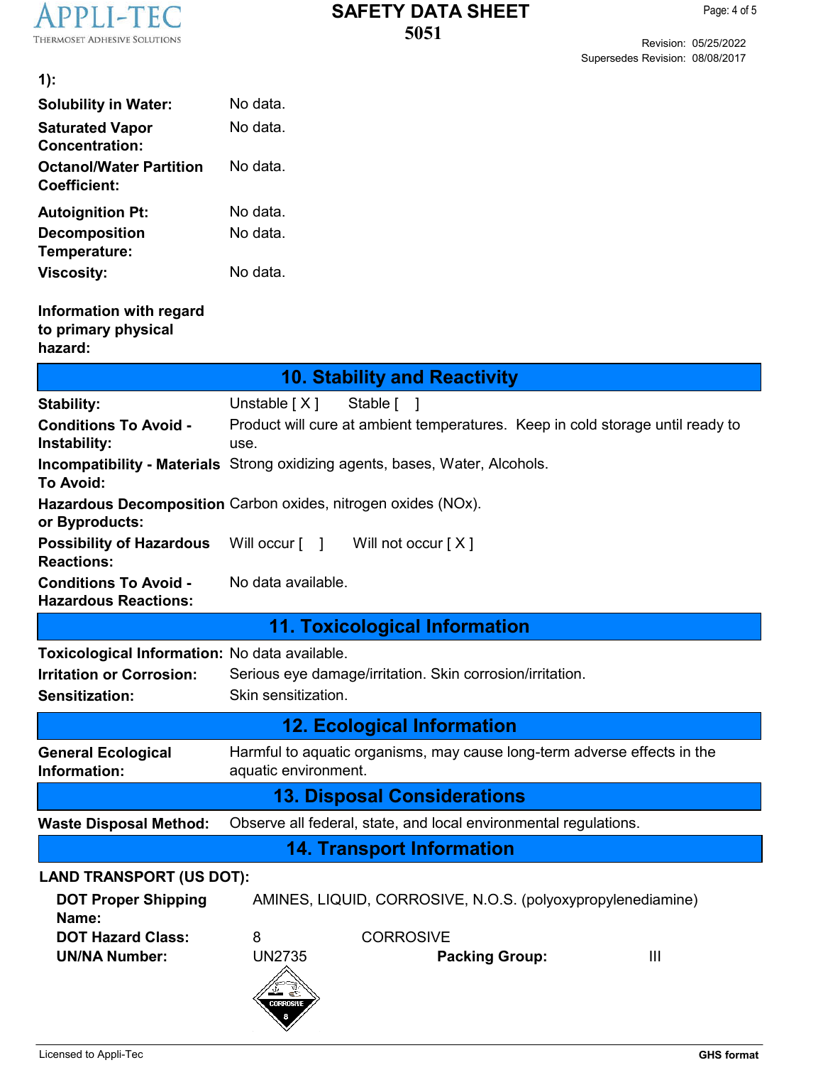1):

| | |
|---|---|
| **Solubility in Water:** | No data. |
| **Saturated Vapor Concentration:** | No data. |
| **Octanol/Water Partition Coefficient:** | No data. |
| **Autoignition Pt:** | No data. |
| **Decomposition Temperature:** | No data. |
| **Viscosity:** | No data. |

**Information with regard to primary physical hazard:**

## 10. Stability and Reactivity

| | |
|---|---|
| **Stability:** | Unstable [ X ]     Stable [   ] |
| **Conditions To Avoid - Instability:** | Product will cure at ambient temperatures. Keep in cold storage until ready to use. |
| **Incompatibility - Materials To Avoid:** | Strong oxidizing agents, bases, Water, Alcohols. |
| **Hazardous Decomposition or Byproducts:** | Carbon oxides, nitrogen oxides (NOx). |
| **Possibility of Hazardous Reactions:** | Will occur [   ]     Will not occur [ X ] |
| **Conditions To Avoid - Hazardous Reactions:** | No data available. |

## 11. Toxicological Information

| | |
|---|---|
| **Toxicological Information:** | No data available. |
| **Irritation or Corrosion:** | Serious eye damage/irritation. Skin corrosion/irritation. |
| **Sensitization:** | Skin sensitization. |

## 12. Ecological Information

| | |
|---|---|
| **General Ecological Information:** | Harmful to aquatic organisms, may cause long-term adverse effects in the aquatic environment. |

## 13. Disposal Considerations

| | |
|---|---|
| **Waste Disposal Method:** | Observe all federal, state, and local environmental regulations. |

## 14. Transport Information

**LAND TRANSPORT (US DOT):**

| | | | |
|---|---|---|---|
| **DOT Proper Shipping Name:** | AMINES, LIQUID, CORROSIVE, N.O.S. (polyoxypropylenediamine) | | |
| **DOT Hazard Class:** | 8 | CORROSIVE | |
| **UN/NA Number:** | UN2735 | **Packing Group:** | III |

CORROSIVE 8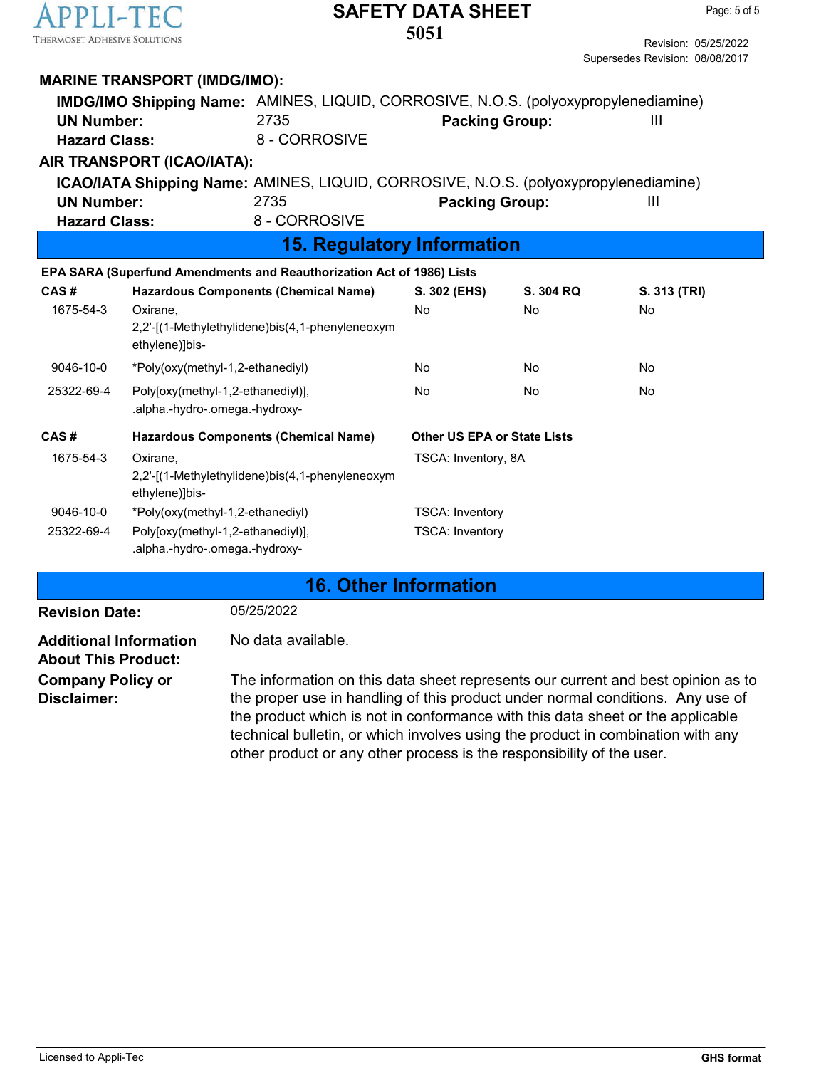**MARINE TRANSPORT (IMDG/IMO):**

| | | | |
|---|---|---|---|
| **IMDG/IMO Shipping Name:** | AMINES, LIQUID, CORROSIVE, N.O.S. (polyoxypropylenediamine) | | |
| **UN Number:** | 2735 | **Packing Group:** | III |
| **Hazard Class:** | 8 - CORROSIVE | | |

**AIR TRANSPORT (ICAO/IATA):**

| | | | |
|---|---|---|---|
| **ICAO/IATA Shipping Name:** | AMINES, LIQUID, CORROSIVE, N.O.S. (polyoxypropylenediamine) | | |
| **UN Number:** | 2735 | **Packing Group:** | III |
| **Hazard Class:** | 8 - CORROSIVE | | |

## 15. Regulatory Information

**EPA SARA (Superfund Amendments and Reauthorization Act of 1986) Lists**

| CAS # | Hazardous Components (Chemical Name) | S. 302 (EHS) | S. 304 RQ | S. 313 (TRI) |
|---|---|---|---|---|
| 1675-54-3 | Oxirane, 2,2'-[(1-Methylethylidene)bis(4,1-phenyleneoxymethylene)]bis- | No | No | No |
| 9046-10-0 | *Poly(oxy(methyl-1,2-ethanediyl) | No | No | No |
| 25322-69-4 | Poly[oxy(methyl-1,2-ethanediyl)], .alpha.-hydro-.omega.-hydroxy- | No | No | No |

| CAS # | Hazardous Components (Chemical Name) | Other US EPA or State Lists |
|---|---|---|
| 1675-54-3 | Oxirane, 2,2'-[(1-Methylethylidene)bis(4,1-phenyleneoxymethylene)]bis- | TSCA: Inventory, 8A |
| 9046-10-0 | *Poly(oxy(methyl-1,2-ethanediyl) | TSCA: Inventory |
| 25322-69-4 | Poly[oxy(methyl-1,2-ethanediyl)], .alpha.-hydro-.omega.-hydroxy- | TSCA: Inventory |

## 16. Other Information

**Revision Date:** 05/25/2022

**Additional Information About This Product:** No data available.

**Company Policy or Disclaimer:** The information on this data sheet represents our current and best opinion as to the proper use in handling of this product under normal conditions. Any use of the product which is not in conformance with this data sheet or the applicable technical bulletin, or which involves using the product in combination with any other product or any other process is the responsibility of the user.